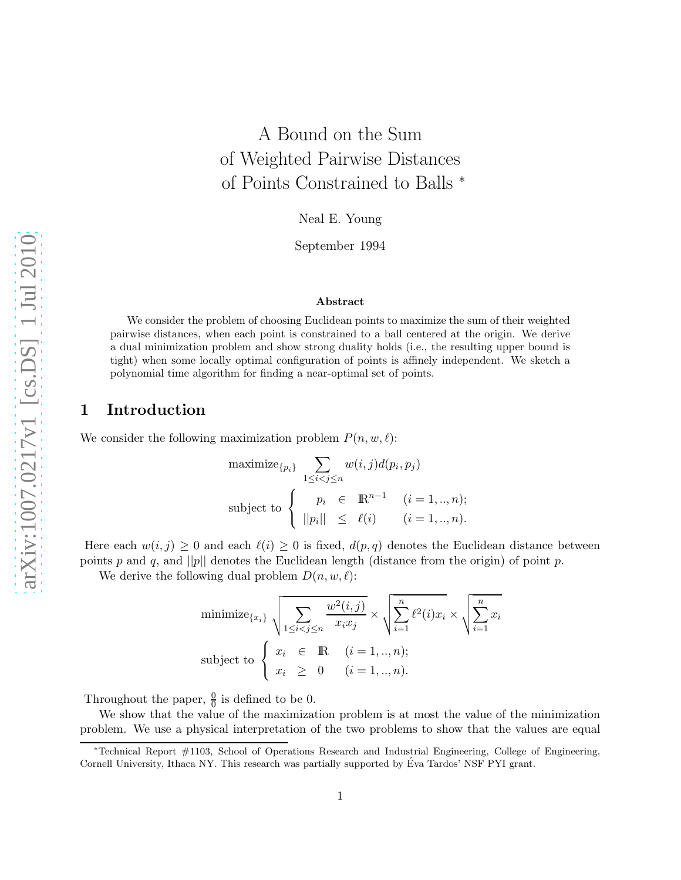# A Bound on the Sum of Weighted Pairwise Distances of Points Constrained to Balls *

Neal E. Young

September 1994

### Abstract

We consider the problem of choosing Euclidean points to maximize the sum of their weighted pairwise distances, when each point is constrained to a ball centered at the origin. We derive a dual minimization problem and show strong duality holds (i.e., the resulting upper bound is tight) when some locally optimal configuration of points is affinely independent. We sketch a polynomial time algorithm for finding a near-optimal set of points.

## 1 Introduction

We consider the following maximization problem $P(n, w, \ell)$:

$$\text{maximize}_{\{p_i\}} \sum_{1 \le i < j \le n} w(i,j) d(p_i, p_j)$$

$$\text{subject to } \left\{ \begin{array}{rcll} p_i & \in & \mathbb{R}^{n-1} & (i = 1, .., n); \\ ||p_i|| & \le & \ell(i) & (i = 1, .., n). \end{array} \right.$$

Here each $w(i, j) \ge 0$ and each $\ell(i) \ge 0$ is fixed, $d(p, q)$ denotes the Euclidean distance between points $p$ and $q$, and $||p||$ denotes the Euclidean length (distance from the origin) of point $p$.

We derive the following dual problem $D(n, w, \ell)$:

$$\text{minimize}_{\{x_i\}} \sqrt{\sum_{1 \le i < j \le n} \frac{w^2(i,j)}{x_i x_j}} \times \sqrt{\sum_{i=1}^{n} \ell^2(i) x_i} \times \sqrt{\sum_{i=1}^{n} x_i}$$

$$\text{subject to } \left\{ \begin{array}{rcll} x_i & \in & \mathbb{R} & (i = 1, .., n); \\ x_i & \ge & 0 & (i = 1, .., n). \end{array} \right.$$

Throughout the paper, $\frac{0}{0}$ is defined to be 0.

We show that the value of the maximization problem is at most the value of the minimization problem. We use a physical interpretation of the two problems to show that the values are equal

*Technical Report #1103, School of Operations Research and Industrial Engineering, College of Engineering, Cornell University, Ithaca NY. This research was partially supported by Éva Tardos' NSF PYI grant.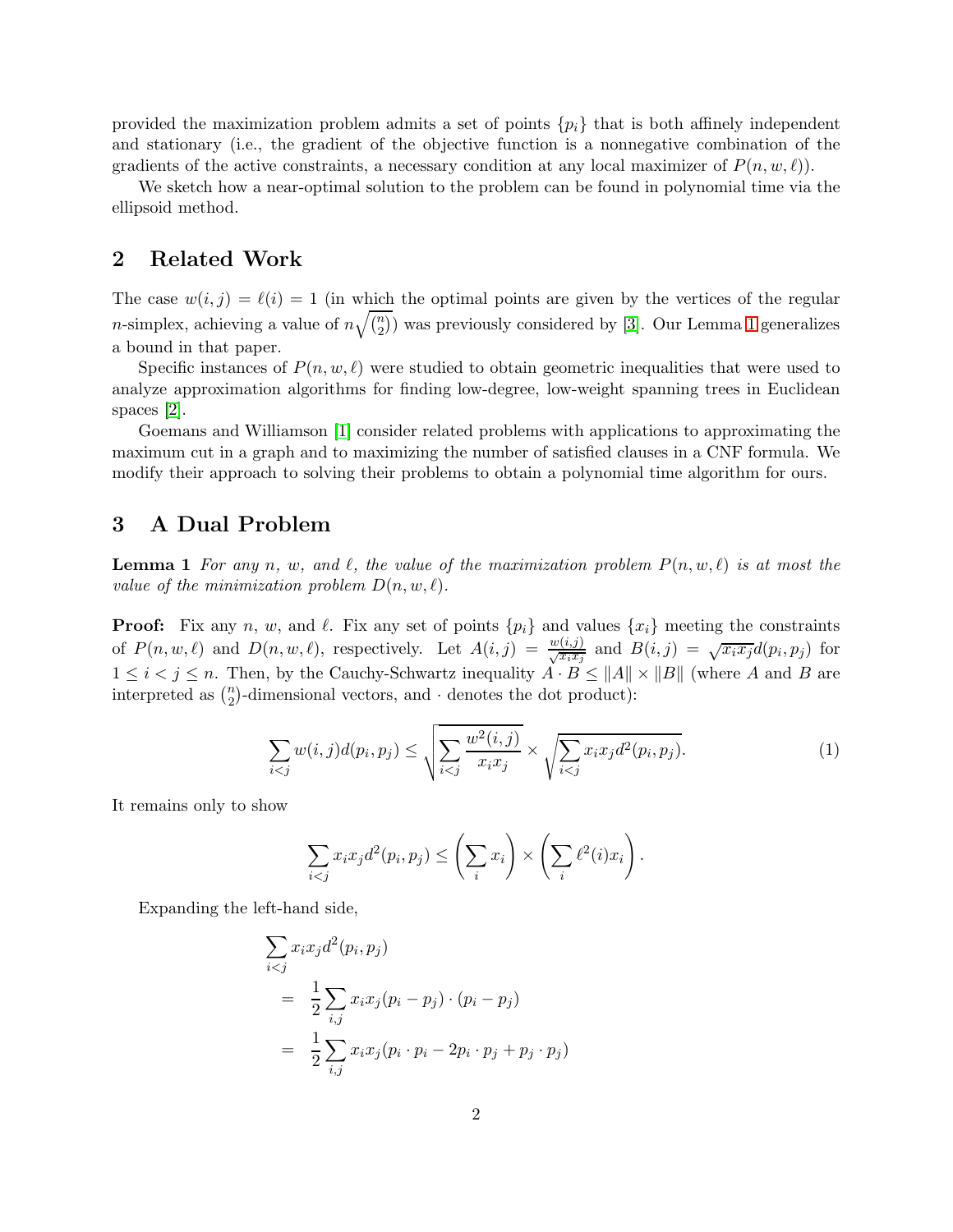provided the maximization problem admits a set of points $\{p_i\}$ that is both affinely independent and stationary (i.e., the gradient of the objective function is a nonnegative combination of the gradients of the active constraints, a necessary condition at any local maximizer of $P(n, w, \ell)$).

We sketch how a near-optimal solution to the problem can be found in polynomial time via the ellipsoid method.

## 2 Related Work

The case $w(i, j) = \ell(i) = 1$ (in which the optimal points are given by the vertices of the regular $n$-simplex, achieving a value of $n\sqrt{\binom{n}{2}}$) was previously considered by [3]. Our Lemma 1 generalizes a bound in that paper.

Specific instances of $P(n, w, \ell)$ were studied to obtain geometric inequalities that were used to analyze approximation algorithms for finding low-degree, low-weight spanning trees in Euclidean spaces [2].

Goemans and Williamson [1] consider related problems with applications to approximating the maximum cut in a graph and to maximizing the number of satisfied clauses in a CNF formula. We modify their approach to solving their problems to obtain a polynomial time algorithm for ours.

## 3 A Dual Problem

**Lemma 1** *For any $n$, $w$, and $\ell$, the value of the maximization problem $P(n, w, \ell)$ is at most the value of the minimization problem $D(n, w, \ell)$.*

**Proof:** Fix any $n$, $w$, and $\ell$. Fix any set of points $\{p_i\}$ and values $\{x_i\}$ meeting the constraints of $P(n, w, \ell)$ and $D(n, w, \ell)$, respectively. Let $A(i, j) = \frac{w(i,j)}{\sqrt{x_i x_j}}$ and $B(i, j) = \sqrt{x_i x_j}\, d(p_i, p_j)$ for $1 \leq i < j \leq n$. Then, by the Cauchy-Schwartz inequality $A \cdot B \leq \|A\| \times \|B\|$ (where $A$ and $B$ are interpreted as $\binom{n}{2}$-dimensional vectors, and $\cdot$ denotes the dot product):

$$\sum_{i<j} w(i, j) d(p_i, p_j) \leq \sqrt{\sum_{i<j} \frac{w^2(i, j)}{x_i x_j}} \times \sqrt{\sum_{i<j} x_i x_j d^2(p_i, p_j)}. \tag{1}$$

It remains only to show

$$\sum_{i<j} x_i x_j d^2(p_i, p_j) \leq \left( \sum_i x_i \right) \times \left( \sum_i \ell^2(i) x_i \right).$$

Expanding the left-hand side,

$$\begin{aligned}
&\sum_{i<j} x_i x_j d^2(p_i, p_j) \\
&\quad = \frac{1}{2} \sum_{i,j} x_i x_j (p_i - p_j) \cdot (p_i - p_j) \\
&\quad = \frac{1}{2} \sum_{i,j} x_i x_j (p_i \cdot p_i - 2 p_i \cdot p_j + p_j \cdot p_j)
\end{aligned}$$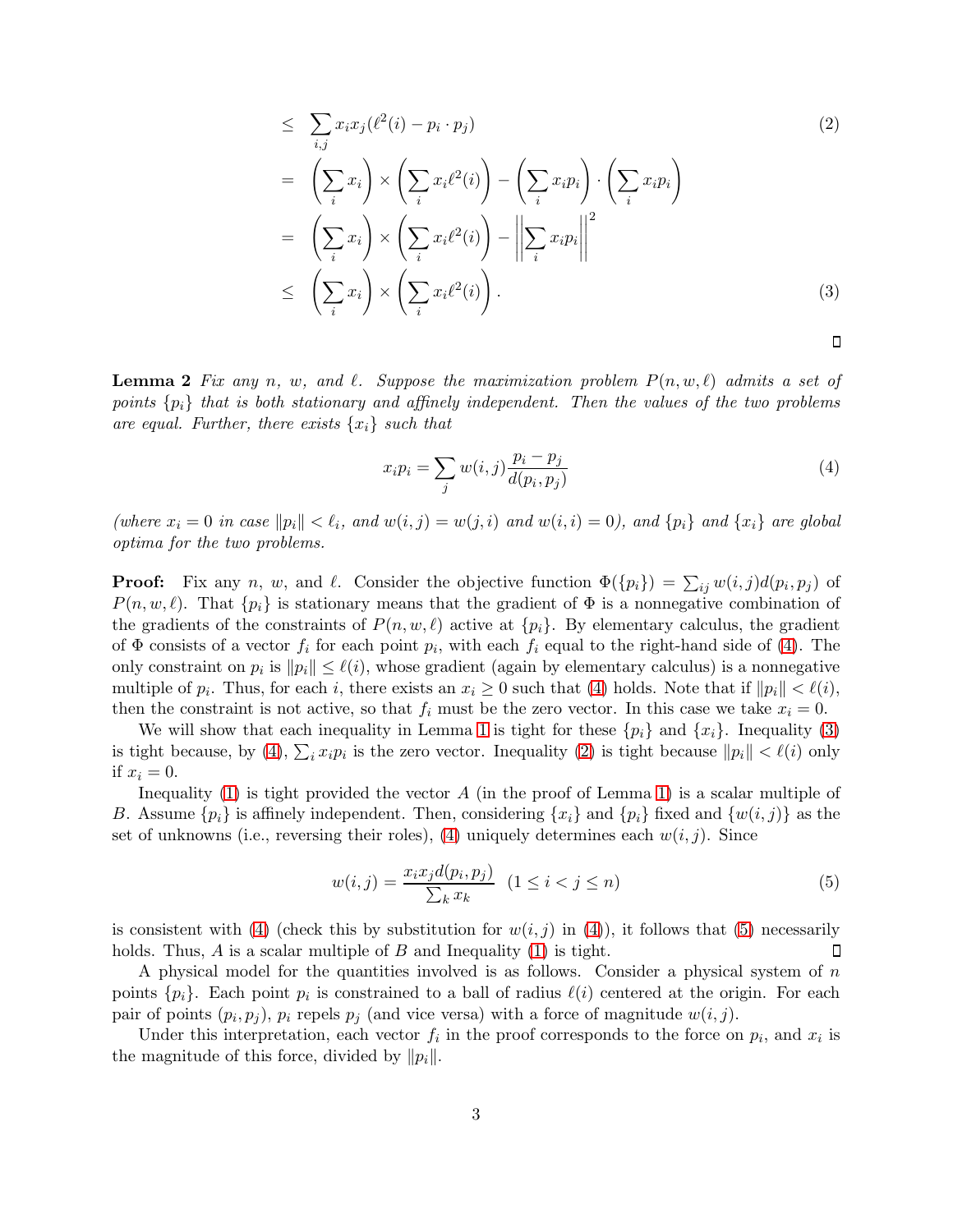$$
\begin{aligned}
&\leq \sum_{i,j} x_i x_j (\ell^2(i) - p_i \cdot p_j) &(2)\\
&= \left(\sum_i x_i\right) \times \left(\sum_i x_i \ell^2(i)\right) - \left(\sum_i x_i p_i\right) \cdot \left(\sum_i x_i p_i\right) \\
&= \left(\sum_i x_i\right) \times \left(\sum_i x_i \ell^2(i)\right) - \left\|\sum_i x_i p_i\right\|^2 \\
&\leq \left(\sum_i x_i\right) \times \left(\sum_i x_i \ell^2(i)\right). &(3)
\end{aligned}
$$

□

**Lemma 2** *Fix any $n$, $w$, and $\ell$. Suppose the maximization problem $P(n, w, \ell)$ admits a set of points $\{p_i\}$ that is both stationary and affinely independent. Then the values of the two problems are equal. Further, there exists $\{x_i\}$ such that*

$$
x_i p_i = \sum_j w(i,j) \frac{p_i - p_j}{d(p_i, p_j)} \tag{4}
$$

*(where $x_i = 0$ in case $\|p_i\| < \ell_i$, and $w(i,j) = w(j,i)$ and $w(i,i) = 0$), and $\{p_i\}$ and $\{x_i\}$ are global optima for the two problems.*

**Proof:** Fix any $n$, $w$, and $\ell$. Consider the objective function $\Phi(\{p_i\}) = \sum_{ij} w(i,j) d(p_i, p_j)$ of $P(n, w, \ell)$. That $\{p_i\}$ is stationary means that the gradient of $\Phi$ is a nonnegative combination of the gradients of the constraints of $P(n, w, \ell)$ active at $\{p_i\}$. By elementary calculus, the gradient of $\Phi$ consists of a vector $f_i$ for each point $p_i$, with each $f_i$ equal to the right-hand side of (4). The only constraint on $p_i$ is $\|p_i\| \leq \ell(i)$, whose gradient (again by elementary calculus) is a nonnegative multiple of $p_i$. Thus, for each $i$, there exists an $x_i \geq 0$ such that (4) holds. Note that if $\|p_i\| < \ell(i)$, then the constraint is not active, so that $f_i$ must be the zero vector. In this case we take $x_i = 0$.

We will show that each inequality in Lemma 1 is tight for these $\{p_i\}$ and $\{x_i\}$. Inequality (3) is tight because, by (4), $\sum_i x_i p_i$ is the zero vector. Inequality (2) is tight because $\|p_i\| < \ell(i)$ only if $x_i = 0$.

Inequality (1) is tight provided the vector $A$ (in the proof of Lemma 1) is a scalar multiple of $B$. Assume $\{p_i\}$ is affinely independent. Then, considering $\{x_i\}$ and $\{p_i\}$ fixed and $\{w(i,j)\}$ as the set of unknowns (i.e., reversing their roles), (4) uniquely determines each $w(i,j)$. Since

$$
w(i,j) = \frac{x_i x_j d(p_i, p_j)}{\sum_k x_k} \quad (1 \leq i < j \leq n) \tag{5}
$$

is consistent with (4) (check this by substitution for $w(i,j)$ in (4)), it follows that (5) necessarily holds. Thus, $A$ is a scalar multiple of $B$ and Inequality (1) is tight. □

A physical model for the quantities involved is as follows. Consider a physical system of $n$ points $\{p_i\}$. Each point $p_i$ is constrained to a ball of radius $\ell(i)$ centered at the origin. For each pair of points $(p_i, p_j)$, $p_i$ repels $p_j$ (and vice versa) with a force of magnitude $w(i,j)$.

Under this interpretation, each vector $f_i$ in the proof corresponds to the force on $p_i$, and $x_i$ is the magnitude of this force, divided by $\|p_i\|$.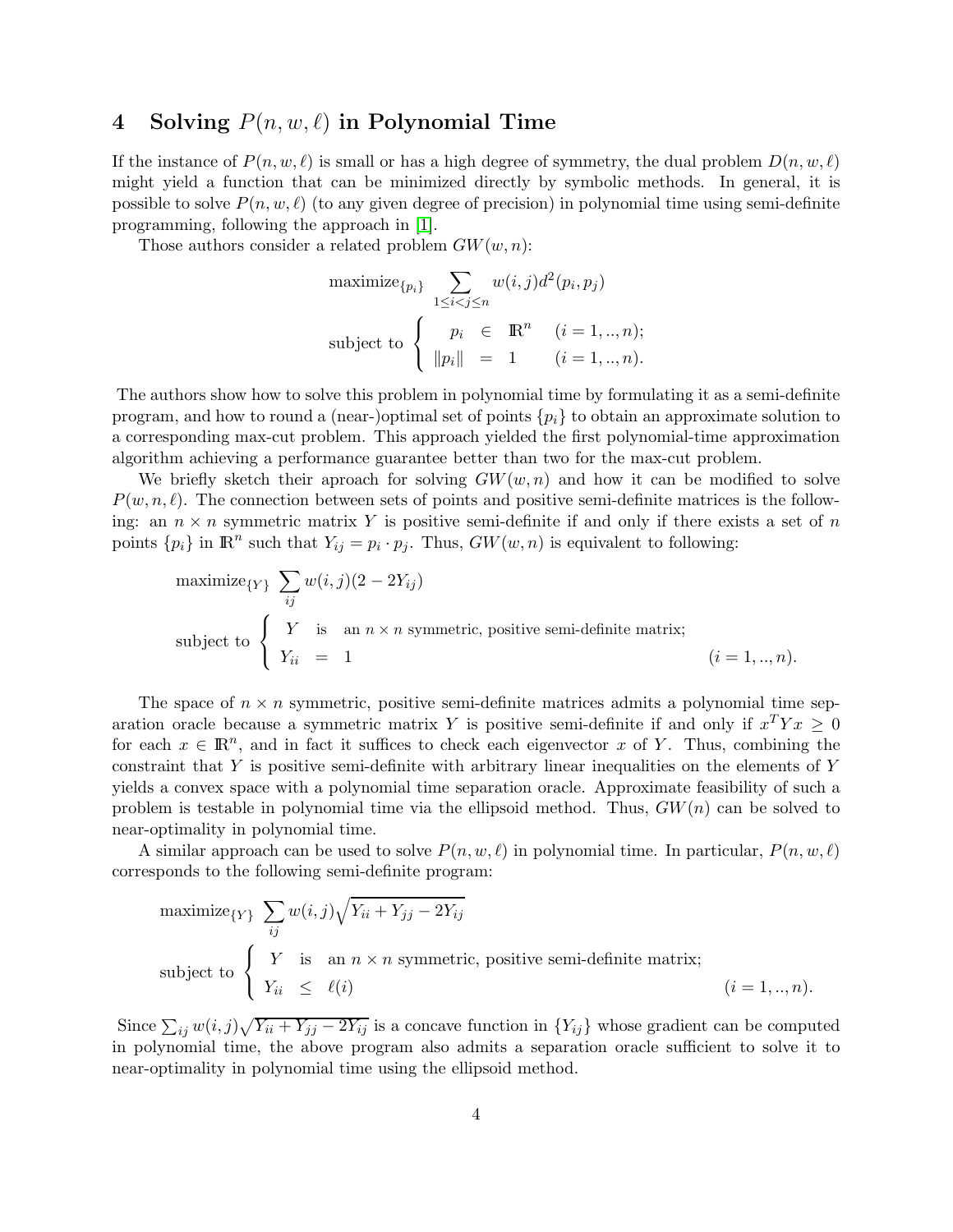## 4 Solving $P(n, w, \ell)$ in Polynomial Time

If the instance of $P(n, w, \ell)$ is small or has a high degree of symmetry, the dual problem $D(n, w, \ell)$ might yield a function that can be minimized directly by symbolic methods. In general, it is possible to solve $P(n, w, \ell)$ (to any given degree of precision) in polynomial time using semi-definite programming, following the approach in [1].

Those authors consider a related problem $GW(w, n)$:

$$\text{maximize}_{\{p_i\}} \sum_{1 \le i < j \le n} w(i,j) d^2(p_i, p_j)$$

$$\text{subject to} \begin{cases} p_i \in \mathbb{R}^n & (i = 1, .., n); \\ \|p_i\| = 1 & (i = 1, .., n). \end{cases}$$

The authors show how to solve this problem in polynomial time by formulating it as a semi-definite program, and how to round a (near-)optimal set of points $\{p_i\}$ to obtain an approximate solution to a corresponding max-cut problem. This approach yielded the first polynomial-time approximation algorithm achieving a performance guarantee better than two for the max-cut problem.

We briefly sketch their aproach for solving $GW(w, n)$ and how it can be modified to solve $P(w, n, \ell)$. The connection between sets of points and positive semi-definite matrices is the following: an $n \times n$ symmetric matrix $Y$ is positive semi-definite if and only if there exists a set of $n$ points $\{p_i\}$ in $\mathbb{R}^n$ such that $Y_{ij} = p_i \cdot p_j$. Thus, $GW(w, n)$ is equivalent to following:

$$\text{maximize}_{\{Y\}} \sum_{ij} w(i,j)(2 - 2Y_{ij})$$

$$\text{subject to} \begin{cases} Y \text{ is an } n \times n \text{ symmetric, positive semi-definite matrix;} \\ Y_{ii} = 1 \qquad (i = 1, .., n). \end{cases}$$

The space of $n \times n$ symmetric, positive semi-definite matrices admits a polynomial time separation oracle because a symmetric matrix $Y$ is positive semi-definite if and only if $x^T Y x \ge 0$ for each $x \in \mathbb{R}^n$, and in fact it suffices to check each eigenvector $x$ of $Y$. Thus, combining the constraint that $Y$ is positive semi-definite with arbitrary linear inequalities on the elements of $Y$ yields a convex space with a polynomial time separation oracle. Approximate feasibility of such a problem is testable in polynomial time via the ellipsoid method. Thus, $GW(n)$ can be solved to near-optimality in polynomial time.

A similar approach can be used to solve $P(n, w, \ell)$ in polynomial time. In particular, $P(n, w, \ell)$ corresponds to the following semi-definite program:

$$\text{maximize}_{\{Y\}} \sum_{ij} w(i,j) \sqrt{Y_{ii} + Y_{jj} - 2Y_{ij}}$$

$$\text{subject to} \begin{cases} Y \text{ is an } n \times n \text{ symmetric, positive semi-definite matrix;} \\ Y_{ii} \le \ell(i) \qquad (i = 1, .., n). \end{cases}$$

Since $\sum_{ij} w(i,j) \sqrt{Y_{ii} + Y_{jj} - 2Y_{ij}}$ is a concave function in $\{Y_{ij}\}$ whose gradient can be computed in polynomial time, the above program also admits a separation oracle sufficient to solve it to near-optimality in polynomial time using the ellipsoid method.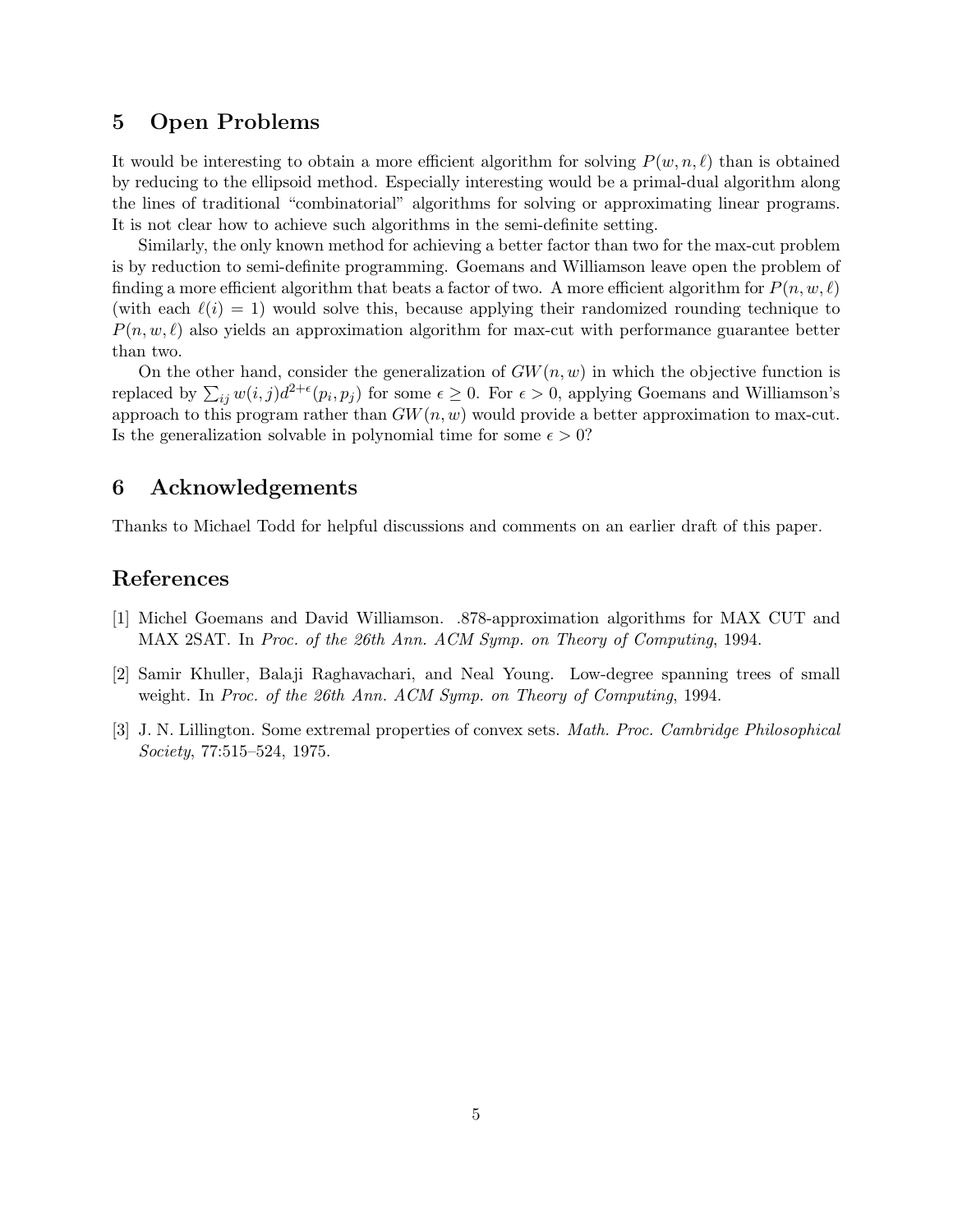## 5 Open Problems

It would be interesting to obtain a more efficient algorithm for solving $P(w, n, \ell)$ than is obtained by reducing to the ellipsoid method. Especially interesting would be a primal-dual algorithm along the lines of traditional "combinatorial" algorithms for solving or approximating linear programs. It is not clear how to achieve such algorithms in the semi-definite setting.

Similarly, the only known method for achieving a better factor than two for the max-cut problem is by reduction to semi-definite programming. Goemans and Williamson leave open the problem of finding a more efficient algorithm that beats a factor of two. A more efficient algorithm for $P(n, w, \ell)$ (with each $\ell(i) = 1$) would solve this, because applying their randomized rounding technique to $P(n, w, \ell)$ also yields an approximation algorithm for max-cut with performance guarantee better than two.

On the other hand, consider the generalization of $GW(n, w)$ in which the objective function is replaced by $\sum_{ij} w(i, j) d^{2+\epsilon}(p_i, p_j)$ for some $\epsilon \geq 0$. For $\epsilon > 0$, applying Goemans and Williamson's approach to this program rather than $GW(n, w)$ would provide a better approximation to max-cut. Is the generalization solvable in polynomial time for some $\epsilon > 0$?

## 6 Acknowledgements

Thanks to Michael Todd for helpful discussions and comments on an earlier draft of this paper.

## References

[1] Michel Goemans and David Williamson. .878-approximation algorithms for MAX CUT and MAX 2SAT. In *Proc. of the 26th Ann. ACM Symp. on Theory of Computing*, 1994.

[2] Samir Khuller, Balaji Raghavachari, and Neal Young. Low-degree spanning trees of small weight. In *Proc. of the 26th Ann. ACM Symp. on Theory of Computing*, 1994.

[3] J. N. Lillington. Some extremal properties of convex sets. *Math. Proc. Cambridge Philosophical Society*, 77:515–524, 1975.